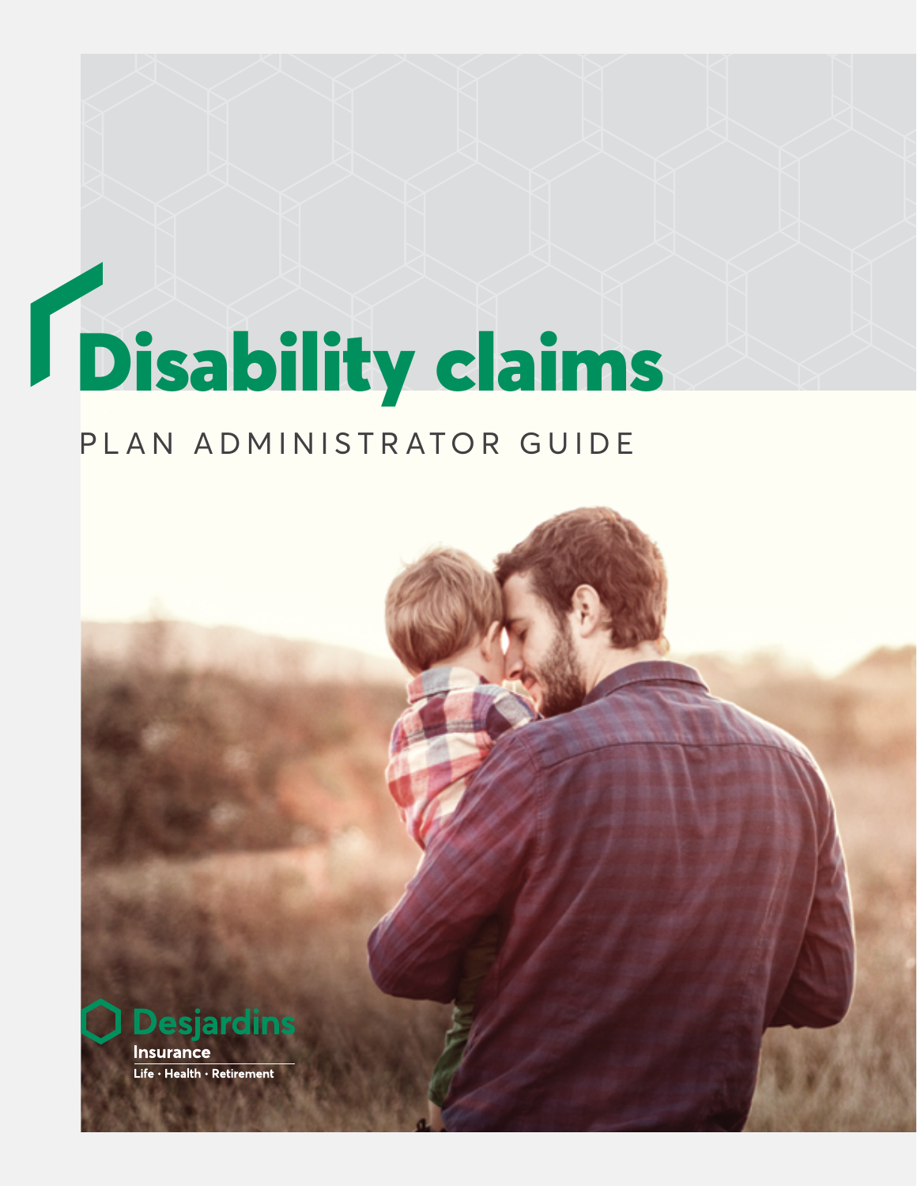# Disability claims

PLAN ADMINISTRATOR GUIDE

Desjardins

Insurance

Life · Health · Retirement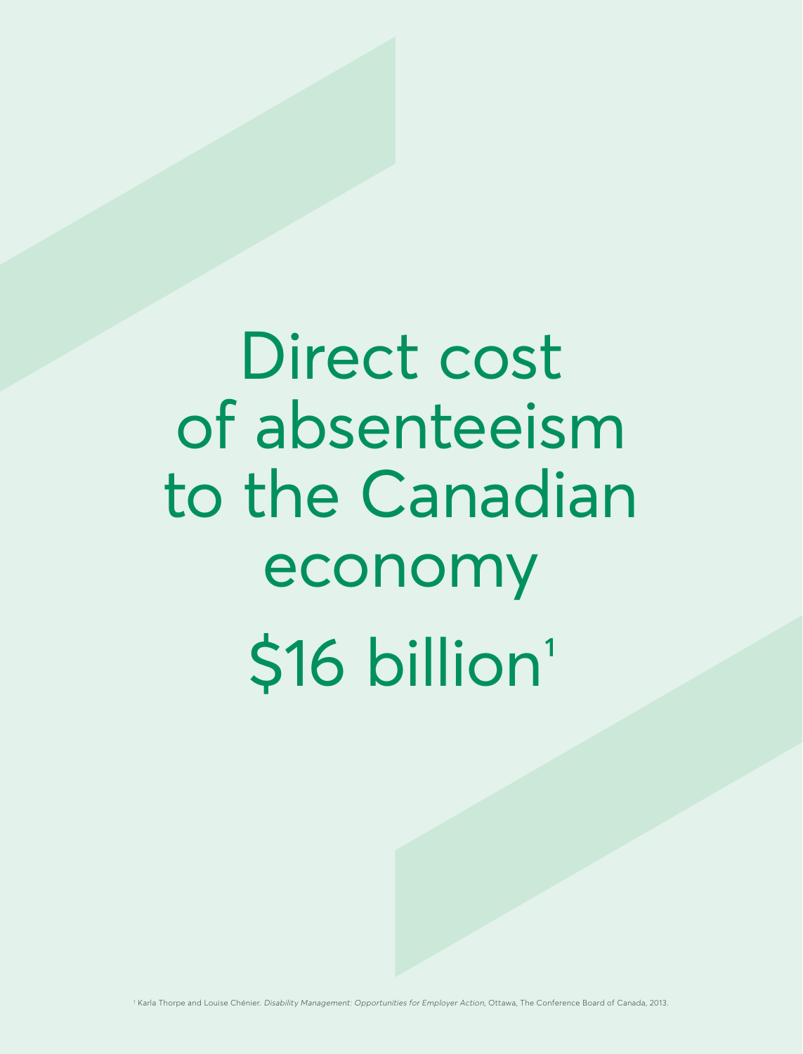# Direct cost of absenteeism to the Canadian economy

# $16 billion[1]

[1] Karla Thorpe and Louise Chénier. *Disability Management: Opportunities for Employer Action*, Ottawa, The Conference Board of Canada, 2013.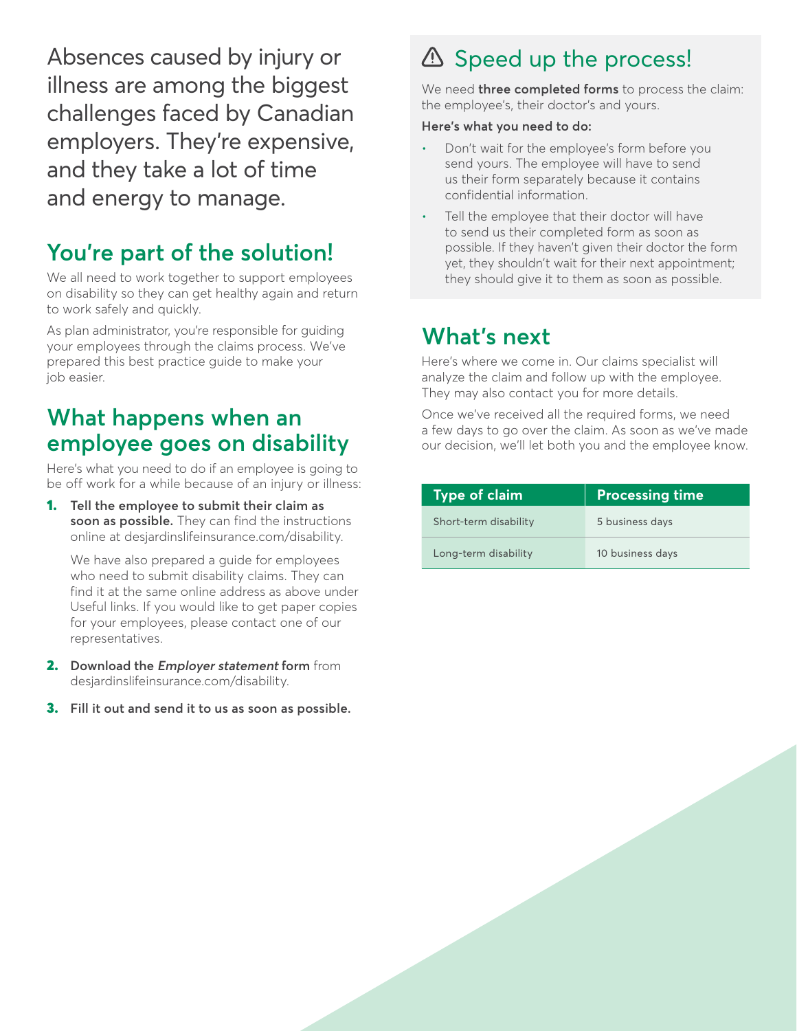Absences caused by injury or illness are among the biggest challenges faced by Canadian employers. They're expensive, and they take a lot of time and energy to manage.

## You're part of the solution!

We all need to work together to support employees on disability so they can get healthy again and return to work safely and quickly.

As plan administrator, you're responsible for guiding your employees through the claims process. We've prepared this best practice guide to make your job easier.

## What happens when an employee goes on disability

Here's what you need to do if an employee is going to be off work for a while because of an injury or illness:

1. **Tell the employee to submit their claim as soon as possible.** They can find the instructions online at desjardinslifeinsurance.com/disability.

   We have also prepared a guide for employees who need to submit disability claims. They can find it at the same online address as above under Useful links. If you would like to get paper copies for your employees, please contact one of our representatives.

2. **Download the *Employer statement* form** from desjardinslifeinsurance.com/disability.

3. **Fill it out and send it to us as soon as possible.**

## ⚠ Speed up the process!

We need **three completed forms** to process the claim: the employee's, their doctor's and yours.

**Here's what you need to do:**

- Don't wait for the employee's form before you send yours. The employee will have to send us their form separately because it contains confidential information.
- Tell the employee that their doctor will have to send us their completed form as soon as possible. If they haven't given their doctor the form yet, they shouldn't wait for their next appointment; they should give it to them as soon as possible.

## What's next

Here's where we come in. Our claims specialist will analyze the claim and follow up with the employee. They may also contact you for more details.

Once we've received all the required forms, we need a few days to go over the claim. As soon as we've made our decision, we'll let both you and the employee know.

| Type of claim | Processing time |
| --- | --- |
| Short-term disability | 5 business days |
| Long-term disability | 10 business days |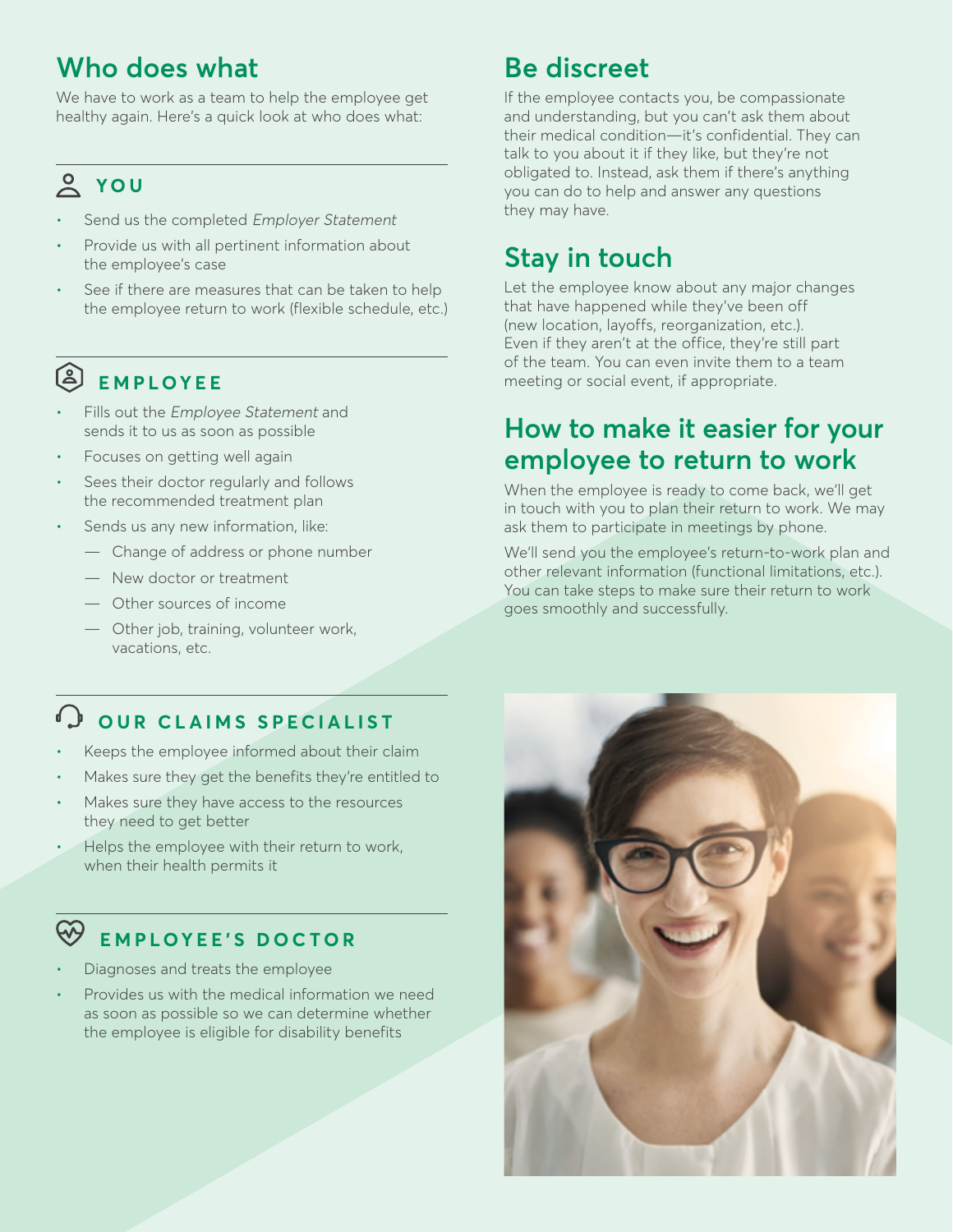## Who does what

We have to work as a team to help the employee get healthy again. Here's a quick look at who does what:

### YOU

- Send us the completed *Employer Statement*
- Provide us with all pertinent information about the employee's case
- See if there are measures that can be taken to help the employee return to work (flexible schedule, etc.)

### EMPLOYEE

- Fills out the *Employee Statement* and sends it to us as soon as possible
- Focuses on getting well again
- Sees their doctor regularly and follows the recommended treatment plan
- Sends us any new information, like:
  - Change of address or phone number
  - New doctor or treatment
  - Other sources of income
  - Other job, training, volunteer work, vacations, etc.

### OUR CLAIMS SPECIALIST

- Keeps the employee informed about their claim
- Makes sure they get the benefits they're entitled to
- Makes sure they have access to the resources they need to get better
- Helps the employee with their return to work, when their health permits it

### EMPLOYEE'S DOCTOR

- Diagnoses and treats the employee
- Provides us with the medical information we need as soon as possible so we can determine whether the employee is eligible for disability benefits

## Be discreet

If the employee contacts you, be compassionate and understanding, but you can't ask them about their medical condition—it's confidential. They can talk to you about it if they like, but they're not obligated to. Instead, ask them if there's anything you can do to help and answer any questions they may have.

## Stay in touch

Let the employee know about any major changes that have happened while they've been off (new location, layoffs, reorganization, etc.). Even if they aren't at the office, they're still part of the team. You can even invite them to a team meeting or social event, if appropriate.

## How to make it easier for your employee to return to work

When the employee is ready to come back, we'll get in touch with you to plan their return to work. We may ask them to participate in meetings by phone.

We'll send you the employee's return-to-work plan and other relevant information (functional limitations, etc.). You can take steps to make sure their return to work goes smoothly and successfully.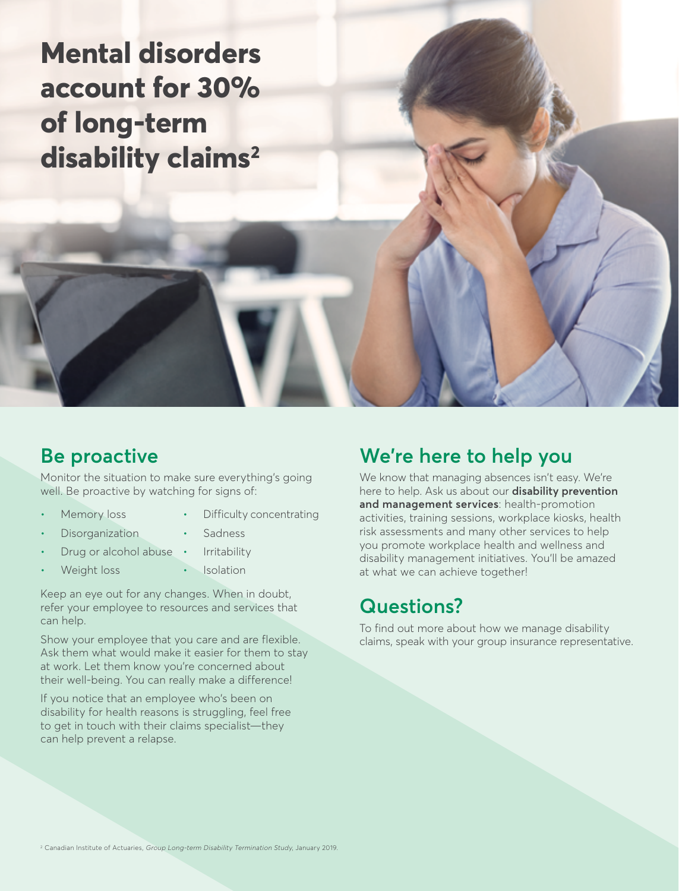# Mental disorders account for 30% of long-term disability claims[2]

## Be proactive

Monitor the situation to make sure everything's going well. Be proactive by watching for signs of:

- Memory loss
- Disorganization
- Drug or alcohol abuse
- Weight loss
- Difficulty concentrating
- Sadness
- Irritability
- Isolation

Keep an eye out for any changes. When in doubt, refer your employee to resources and services that can help.

Show your employee that you care and are flexible. Ask them what would make it easier for them to stay at work. Let them know you're concerned about their well-being. You can really make a difference!

If you notice that an employee who's been on disability for health reasons is struggling, feel free to get in touch with their claims specialist—they can help prevent a relapse.

## We're here to help you

We know that managing absences isn't easy. We're here to help. Ask us about our **disability prevention and management services**: health-promotion activities, training sessions, workplace kiosks, health risk assessments and many other services to help you promote workplace health and wellness and disability management initiatives. You'll be amazed at what we can achieve together!

## Questions?

To find out more about how we manage disability claims, speak with your group insurance representative.

[2] Canadian Institute of Actuaries, *Group Long-term Disability Termination Study*, January 2019.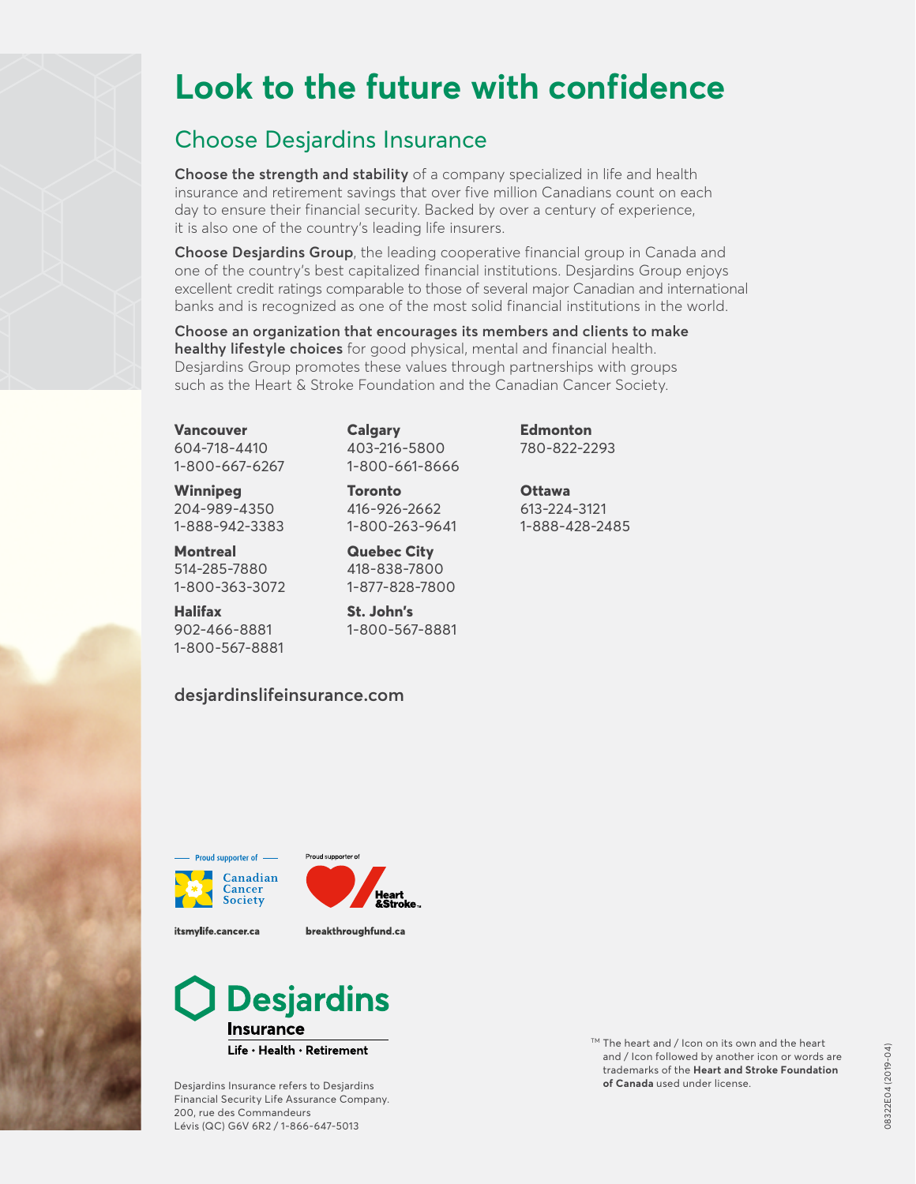# Look to the future with confidence

## Choose Desjardins Insurance

**Choose the strength and stability** of a company specialized in life and health insurance and retirement savings that over five million Canadians count on each day to ensure their financial security. Backed by over a century of experience, it is also one of the country's leading life insurers.

**Choose Desjardins Group**, the leading cooperative financial group in Canada and one of the country's best capitalized financial institutions. Desjardins Group enjoys excellent credit ratings comparable to those of several major Canadian and international banks and is recognized as one of the most solid financial institutions in the world.

**Choose an organization that encourages its members and clients to make healthy lifestyle choices** for good physical, mental and financial health. Desjardins Group promotes these values through partnerships with groups such as the Heart & Stroke Foundation and the Canadian Cancer Society.

**Vancouver**
604-718-4410
1-800-667-6267

**Winnipeg**
204-989-4350
1-888-942-3383

**Montreal**
514-285-7880
1-800-363-3072

**Halifax**
902-466-8881
1-800-567-8881

**Calgary**
403-216-5800
1-800-661-8666

**Toronto**
416-926-2662
1-800-263-9641

**Quebec City**
418-838-7800
1-877-828-7800

**St. John's**
1-800-567-8881

**Edmonton**
780-822-2293

**Ottawa**
613-224-3121
1-888-428-2485

desjardinslifeinsurance.com

Proud supporter of Canadian Cancer Society

itsmylife.cancer.ca

Proud supporter of Heart & Stroke™

breakthroughfund.ca

Desjardins Insurance
Life · Health · Retirement

Desjardins Insurance refers to Desjardins Financial Security Life Assurance Company.
200, rue des Commandeurs
Lévis (QC) G6V 6R2 / 1-866-647-5013

™ The heart and / Icon on its own and the heart and / Icon followed by another icon or words are trademarks of the **Heart and Stroke Foundation of Canada** used under license.

08322E04 (2019-04)